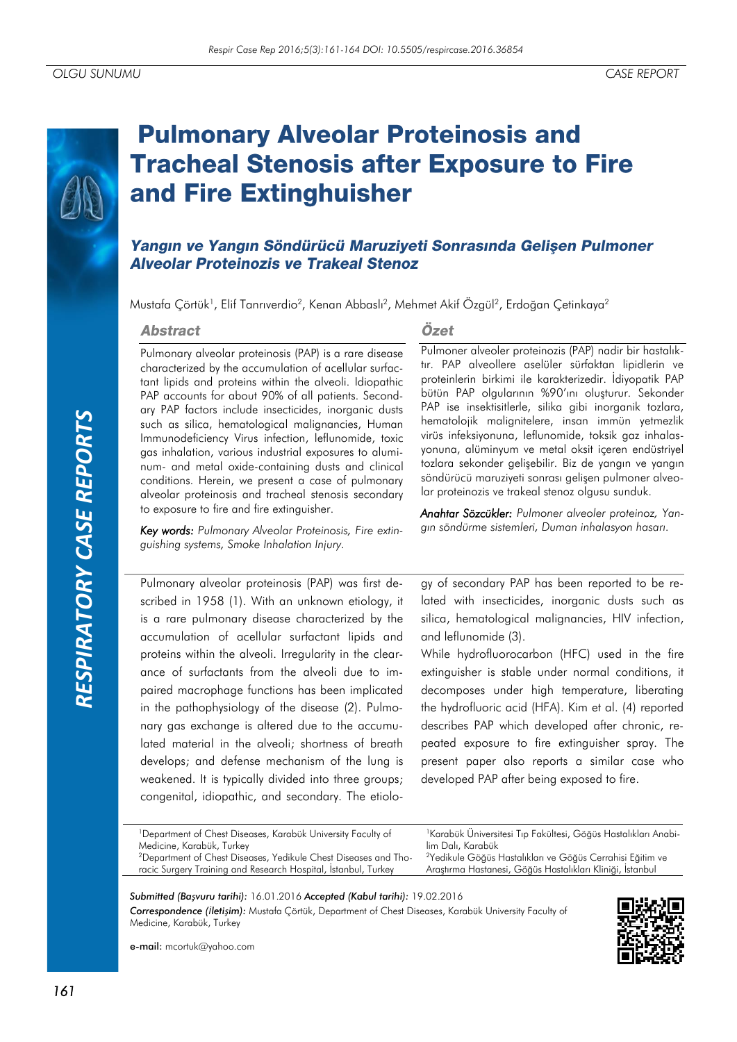OLGU SUNUMU CASE REPORT

# Pulmonary Alveolar Proteinosis and Tracheal Stenosis after Exposure to Fire and Fire Extinghuisher

## *Yangın ve Yangın Söndürücü Maruziyeti Sonrasında Gelişen Pulmoner Alveolar Proteinozis ve Trakeal Stenoz*

Mustafa Çörtük[1], Elif Tanrıverdio[2], Kenan Abbaslı[2], Mehmet Akif Özgül[2], Erdoğan Çetinkaya[2]

### Abstract

Pulmonary alveolar proteinosis (PAP) is a rare disease characterized by the accumulation of acellular surfactant lipids and proteins within the alveoli. Idiopathic PAP accounts for about 90% of all patients. Secondary PAP factors include insecticides, inorganic dusts such as silica, hematological malignancies, Human Immunodeficiency Virus infection, leflunomide, toxic gas inhalation, various industrial exposures to aluminum- and metal oxide-containing dusts and clinical conditions. Herein, we present a case of pulmonary alveolar proteinosis and tracheal stenosis secondary to exposure to fire and fire extinguisher.

*Key words: Pulmonary Alveolar Proteinosis, Fire extinguishing systems, Smoke Inhalation Injury.*

### Özet

Pulmoner alveoler proteinozis (PAP) nadir bir hastalıktır. PAP alveollere aselüler sürfaktan lipidlerin ve proteinlerin birkimi ile karakterizedir. İdiyopatik PAP bütün PAP olgularının %90'ını oluşturur. Sekonder PAP ise insektisitlerle, silika gibi inorganik tozlara, hematolojik malignitelere, insan immün yetmezlik virüs infeksiyonuna, leflunomide, toksik gaz inhalasyonuna, alüminyum ve metal oksit içeren endüstriyel tozlara sekonder gelişebilir. Biz de yangın ve yangın söndürücü maruziyeti sonrası gelişen pulmoner alveolar proteinozis ve trakeal stenoz olgusu sunduk.

*Anahtar Sözcükler: Pulmoner alveoler proteinoz, Yangın söndürme sistemleri, Duman inhalasyon hasarı.*

Pulmonary alveolar proteinosis (PAP) was first described in 1958 (1). With an unknown etiology, it is a rare pulmonary disease characterized by the accumulation of acellular surfactant lipids and proteins within the alveoli. Irregularity in the clearance of surfactants from the alveoli due to impaired macrophage functions has been implicated in the pathophysiology of the disease (2). Pulmonary gas exchange is altered due to the accumulated material in the alveoli; shortness of breath develops; and defense mechanism of the lung is weakened. It is typically divided into three groups; congenital, idiopathic, and secondary. The etiology of secondary PAP has been reported to be related with insecticides, inorganic dusts such as silica, hematological malignancies, HIV infection, and leflunomide (3).

While hydrofluorocarbon (HFC) used in the fire extinguisher is stable under normal conditions, it decomposes under high temperature, liberating the hydrofluoric acid (HFA). Kim et al. (4) reported describes PAP which developed after chronic, repeated exposure to fire extinguisher spray. The present paper also reports a similar case who developed PAP after being exposed to fire.

[1]Department of Chest Diseases, Karabük University Faculty of Medicine, Karabük, Turkey
[2]Department of Chest Diseases, Yedikule Chest Diseases and Thoracic Surgery Training and Research Hospital, İstanbul, Turkey

[1]Karabük Üniversitesi Tıp Fakültesi, Göğüs Hastalıkları Anabilim Dalı, Karabük
[2]Yedikule Göğüs Hastalıkları ve Göğüs Cerrahisi Eğitim ve Araştırma Hastanesi, Göğüs Hastalıkları Kliniği, İstanbul

*Submitted (Başvuru tarihi):* 16.01.2016 *Accepted (Kabul tarihi):* 19.02.2016
*Correspondence (İletişim):* Mustafa Çörtük, Department of Chest Diseases, Karabük University Faculty of Medicine, Karabük, Turkey

**e-mail:** mcortuk@yahoo.com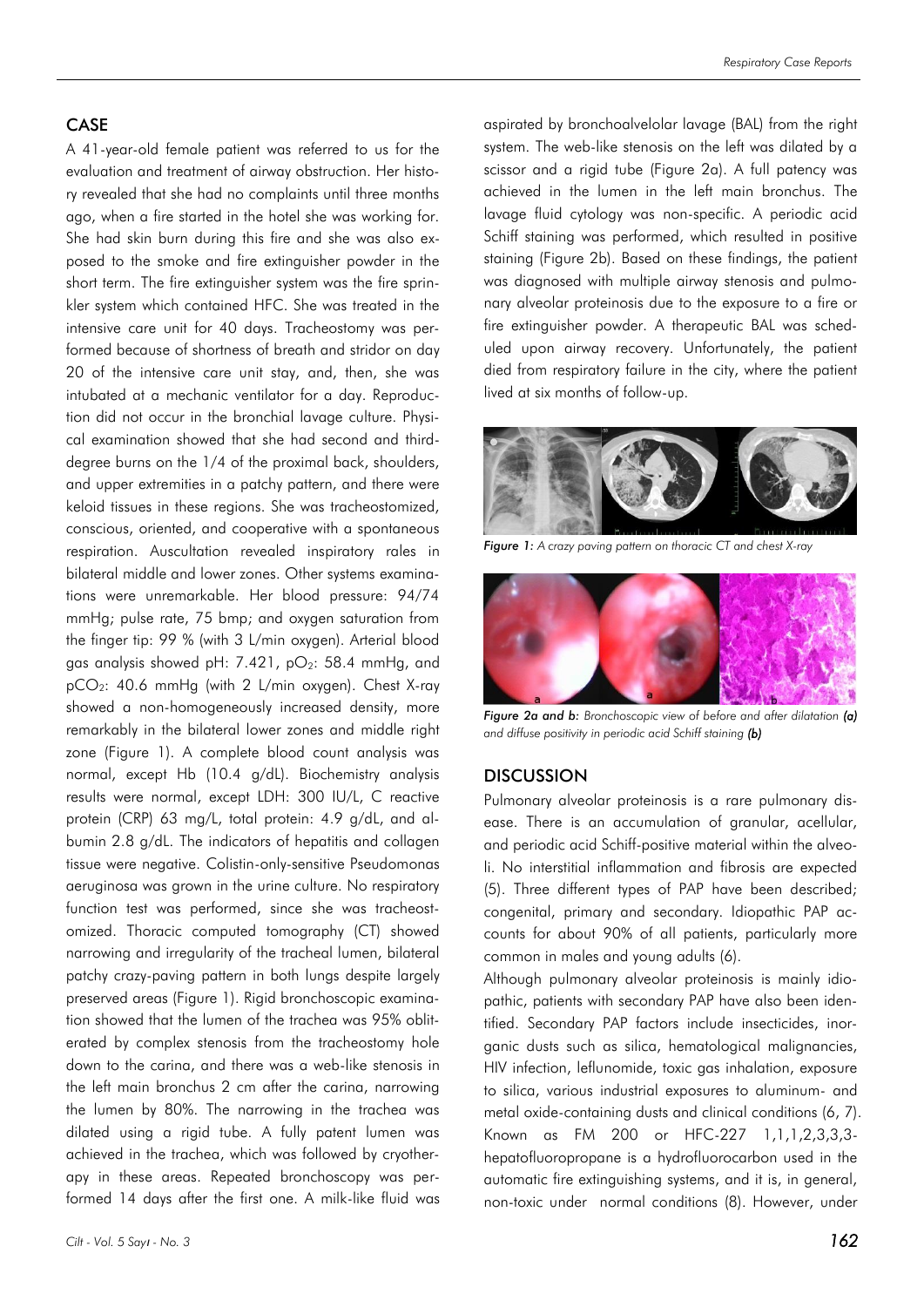## CASE

A 41-year-old female patient was referred to us for the evaluation and treatment of airway obstruction. Her history revealed that she had no complaints until three months ago, when a fire started in the hotel she was working for. She had skin burn during this fire and she was also exposed to the smoke and fire extinguisher powder in the short term. The fire extinguisher system was the fire sprinkler system which contained HFC. She was treated in the intensive care unit for 40 days. Tracheostomy was performed because of shortness of breath and stridor on day 20 of the intensive care unit stay, and, then, she was intubated at a mechanic ventilator for a day. Reproduction did not occur in the bronchial lavage culture. Physical examination showed that she had second and third-degree burns on the 1/4 of the proximal back, shoulders, and upper extremities in a patchy pattern, and there were keloid tissues in these regions. She was tracheostomized, conscious, oriented, and cooperative with a spontaneous respiration. Auscultation revealed inspiratory rales in bilateral middle and lower zones. Other systems examinations were unremarkable. Her blood pressure: 94/74 mmHg; pulse rate, 75 bmp; and oxygen saturation from the finger tip: 99 % (with 3 L/min oxygen). Arterial blood gas analysis showed pH: 7.421, $pO_2$: 58.4 mmHg, and $pCO_2$: 40.6 mmHg (with 2 L/min oxygen). Chest X-ray showed a non-homogeneously increased density, more remarkably in the bilateral lower zones and middle right zone (Figure 1). A complete blood count analysis was normal, except Hb (10.4 g/dL). Biochemistry analysis results were normal, except LDH: 300 IU/L, C reactive protein (CRP) 63 mg/L, total protein: 4.9 g/dL, and albumin 2.8 g/dL. The indicators of hepatitis and collagen tissue were negative. Colistin-only-sensitive Pseudomonas aeruginosa was grown in the urine culture. No respiratory function test was performed, since she was tracheostomized. Thoracic computed tomography (CT) showed narrowing and irregularity of the tracheal lumen, bilateral patchy crazy-paving pattern in both lungs despite largely preserved areas (Figure 1). Rigid bronchoscopic examination showed that the lumen of the trachea was 95% obliterated by complex stenosis from the tracheostomy hole down to the carina, and there was a web-like stenosis in the left main bronchus 2 cm after the carina, narrowing the lumen by 80%. The narrowing in the trachea was dilated using a rigid tube. A fully patent lumen was achieved in the trachea, which was followed by cryotherapy in these areas. Repeated bronchoscopy was performed 14 days after the first one. A milk-like fluid was aspirated by bronchoalvelolar lavage (BAL) from the right system. The web-like stenosis on the left was dilated by a scissor and a rigid tube (Figure 2a). A full patency was achieved in the lumen in the left main bronchus. The lavage fluid cytology was non-specific. A periodic acid Schiff staining was performed, which resulted in positive staining (Figure 2b). Based on these findings, the patient was diagnosed with multiple airway stenosis and pulmonary alveolar proteinosis due to the exposure to a fire or fire extinguisher powder. A therapeutic BAL was scheduled upon airway recovery. Unfortunately, the patient died from respiratory failure in the city, where the patient lived at six months of follow-up.

*Figure 1: A crazy paving pattern on thoracic CT and chest X-ray*

*Figure 2a and b: Bronchoscopic view of before and after dilatation **(a)** and diffuse positivity in periodic acid Schiff staining **(b)***

## DISCUSSION

Pulmonary alveolar proteinosis is a rare pulmonary disease. There is an accumulation of granular, acellular, and periodic acid Schiff-positive material within the alveoli. No interstitial inflammation and fibrosis are expected (5). Three different types of PAP have been described; congenital, primary and secondary. Idiopathic PAP accounts for about 90% of all patients, particularly more common in males and young adults (6).

Although pulmonary alveolar proteinosis is mainly idiopathic, patients with secondary PAP have also been identified. Secondary PAP factors include insecticides, inorganic dusts such as silica, hematological malignancies, HIV infection, leflunomide, toxic gas inhalation, exposure to silica, various industrial exposures to aluminum- and metal oxide-containing dusts and clinical conditions (6, 7). Known as FM 200 or HFC-227 1,1,1,2,3,3,3-hepatofluoropropane is a hydrofluorocarbon used in the automatic fire extinguishing systems, and it is, in general, non-toxic under normal conditions (8). However, under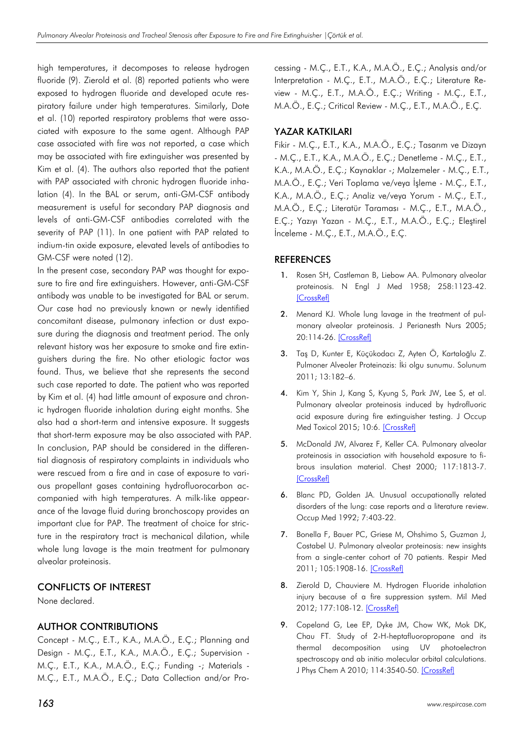high temperatures, it decomposes to release hydrogen fluoride (9). Zierold et al. (8) reported patients who were exposed to hydrogen fluoride and developed acute respiratory failure under high temperatures. Similarly, Dote et al. (10) reported respiratory problems that were associated with exposure to the same agent. Although PAP case associated with fire was not reported, a case which may be associated with fire extinguisher was presented by Kim et al. (4). The authors also reported that the patient with PAP associated with chronic hydrogen fluoride inhalation (4). In the BAL or serum, anti-GM-CSF antibody measurement is useful for secondary PAP diagnosis and levels of anti-GM-CSF antibodies correlated with the severity of PAP (11). In one patient with PAP related to indium-tin oxide exposure, elevated levels of antibodies to GM-CSF were noted (12).

In the present case, secondary PAP was thought for exposure to fire and fire extinguishers. However, anti-GM-CSF antibody was unable to be investigated for BAL or serum. Our case had no previously known or newly identified concomitant disease, pulmonary infection or dust exposure during the diagnosis and treatment period. The only relevant history was her exposure to smoke and fire extinguishers during the fire. No other etiologic factor was found. Thus, we believe that she represents the second such case reported to date. The patient who was reported by Kim et al. (4) had little amount of exposure and chronic hydrogen fluoride inhalation during eight months. She also had a short-term and intensive exposure. It suggests that short-term exposure may be also associated with PAP. In conclusion, PAP should be considered in the differential diagnosis of respiratory complaints in individuals who were rescued from a fire and in case of exposure to various propellant gases containing hydrofluorocarbon accompanied with high temperatures. A milk-like appearance of the lavage fluid during bronchoscopy provides an important clue for PAP. The treatment of choice for stricture in the respiratory tract is mechanical dilation, while whole lung lavage is the main treatment for pulmonary alveolar proteinosis.

## CONFLICTS OF INTEREST

None declared.

## AUTHOR CONTRIBUTIONS

Concept - M.Ç., E.T., K.A., M.A.Ö., E.Ç.; Planning and Design - M.Ç., E.T., K.A., M.A.Ö., E.Ç.; Supervision - M.Ç., E.T., K.A., M.A.Ö., E.Ç.; Funding -; Materials - M.Ç., E.T., M.A.Ö., E.Ç.; Data Collection and/or Processing - M.Ç., E.T., K.A., M.A.Ö., E.Ç.; Analysis and/or Interpretation - M.Ç., E.T., M.A.Ö., E.Ç.; Literature Review - M.Ç., E.T., M.A.Ö., E.Ç.; Writing - M.Ç., E.T., M.A.Ö., E.Ç.; Critical Review - M.Ç., E.T., M.A.Ö., E.Ç.

## YAZAR KATKILARI

Fikir - M.Ç., E.T., K.A., M.A.Ö., E.Ç.; Tasarım ve Dizayn - M.Ç., E.T., K.A., M.A.Ö., E.Ç.; Denetleme - M.Ç., E.T., K.A., M.A.Ö., E.Ç.; Kaynaklar -; Malzemeler - M.Ç., E.T., M.A.Ö., E.Ç.; Veri Toplama ve/veya İşleme - M.Ç., E.T., K.A., M.A.Ö., E.Ç.; Analiz ve/veya Yorum - M.Ç., E.T., M.A.Ö., E.Ç.; Literatür Taraması - M.Ç., E.T., M.A.Ö., E.Ç.; Yazıyı Yazan - M.Ç., E.T., M.A.Ö., E.Ç.; Eleştirel İnceleme - M.Ç., E.T., M.A.Ö., E.Ç.

## REFERENCES

1. Rosen SH, Castleman B, Liebow AA. Pulmonary alveolar proteinosis. N Engl J Med 1958; 258:1123-42. [CrossRef]
2. Menard KJ. Whole lung lavage in the treatment of pulmonary alveolar proteinosis. J Perianesth Nurs 2005; 20:114-26. [CrossRef]
3. Taş D, Kunter E, Küçükodacı Z, Ayten Ö, Kartaloğlu Z. Pulmoner Alveoler Proteinozis: İki olgu sunumu. Solunum 2011; 13:182–6.
4. Kim Y, Shin J, Kang S, Kyung S, Park JW, Lee S, et al. Pulmonary alveolar proteinosis induced by hydrofluoric acid exposure during fire extinguisher testing. J Occup Med Toxicol 2015; 10:6. [CrossRef]
5. McDonald JW, Alvarez F, Keller CA. Pulmonary alveolar proteinosis in association with household exposure to fibrous insulation material. Chest 2000; 117:1813-7. [CrossRef]
6. Blanc PD, Golden JA. Unusual occupationally related disorders of the lung: case reports and a literature review. Occup Med 1992; 7:403-22.
7. Bonella F, Bauer PC, Griese M, Ohshimo S, Guzman J, Costabel U. Pulmonary alveolar proteinosis: new insights from a single-center cohort of 70 patients. Respir Med 2011; 105:1908-16. [CrossRef]
8. Zierold D, Chauviere M. Hydrogen Fluoride inhalation injury because of a fire suppression system. Mil Med 2012; 177:108-12. [CrossRef]
9. Copeland G, Lee EP, Dyke JM, Chow WK, Mok DK, Chau FT. Study of 2-H-heptafluoropropane and its thermal decomposition using UV photoelectron spectroscopy and ab initio molecular orbital calculations. J Phys Chem A 2010; 114:3540-50. [CrossRef]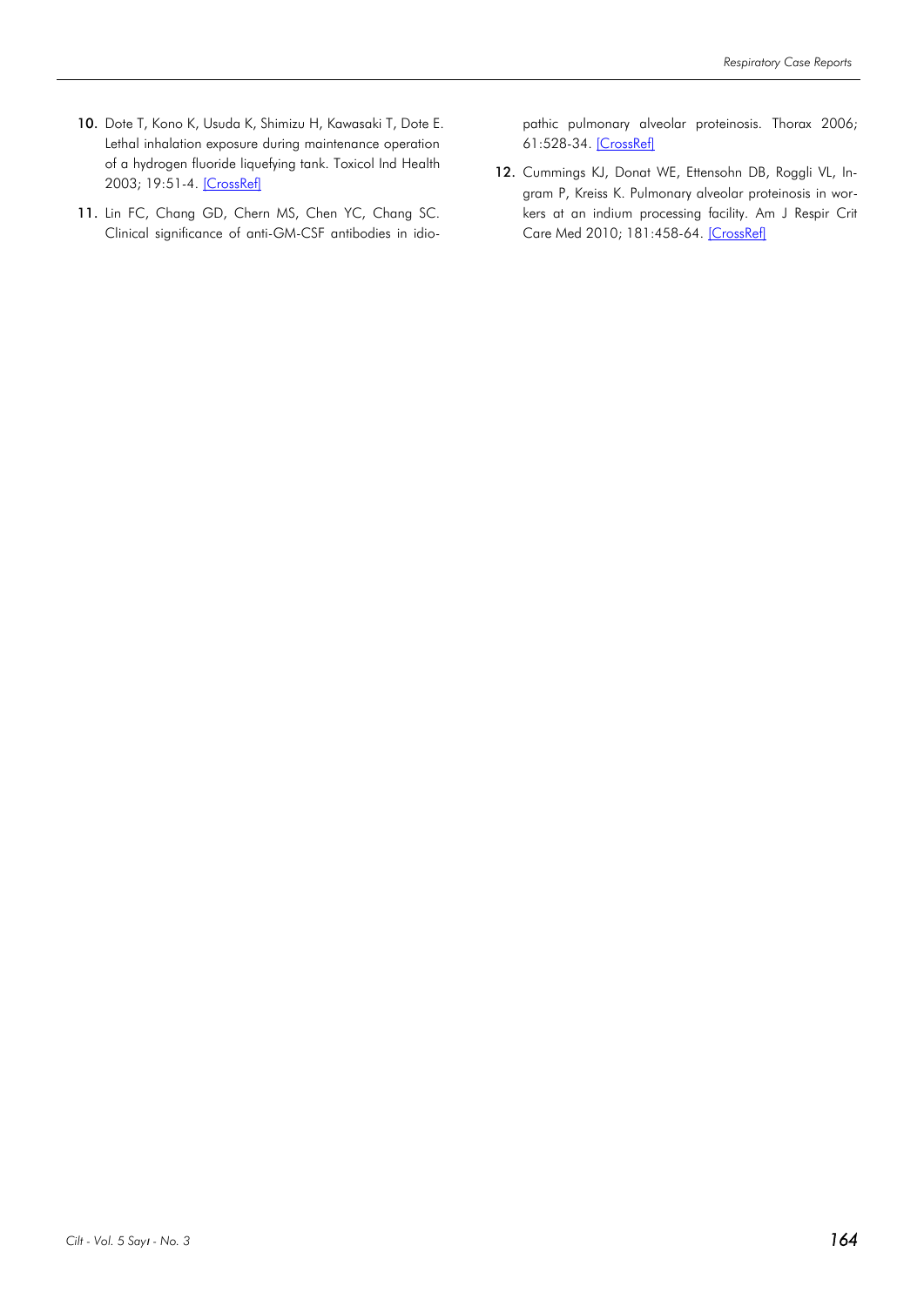10. Dote T, Kono K, Usuda K, Shimizu H, Kawasaki T, Dote E. Lethal inhalation exposure during maintenance operation of a hydrogen fluoride liquefying tank. Toxicol Ind Health 2003; 19:51-4. [CrossRef]

11. Lin FC, Chang GD, Chern MS, Chen YC, Chang SC. Clinical significance of anti-GM-CSF antibodies in idiopathic pulmonary alveolar proteinosis. Thorax 2006; 61:528-34. [CrossRef]

12. Cummings KJ, Donat WE, Ettensohn DB, Roggli VL, Ingram P, Kreiss K. Pulmonary alveolar proteinosis in workers at an indium processing facility. Am J Respir Crit Care Med 2010; 181:458-64. [CrossRef]